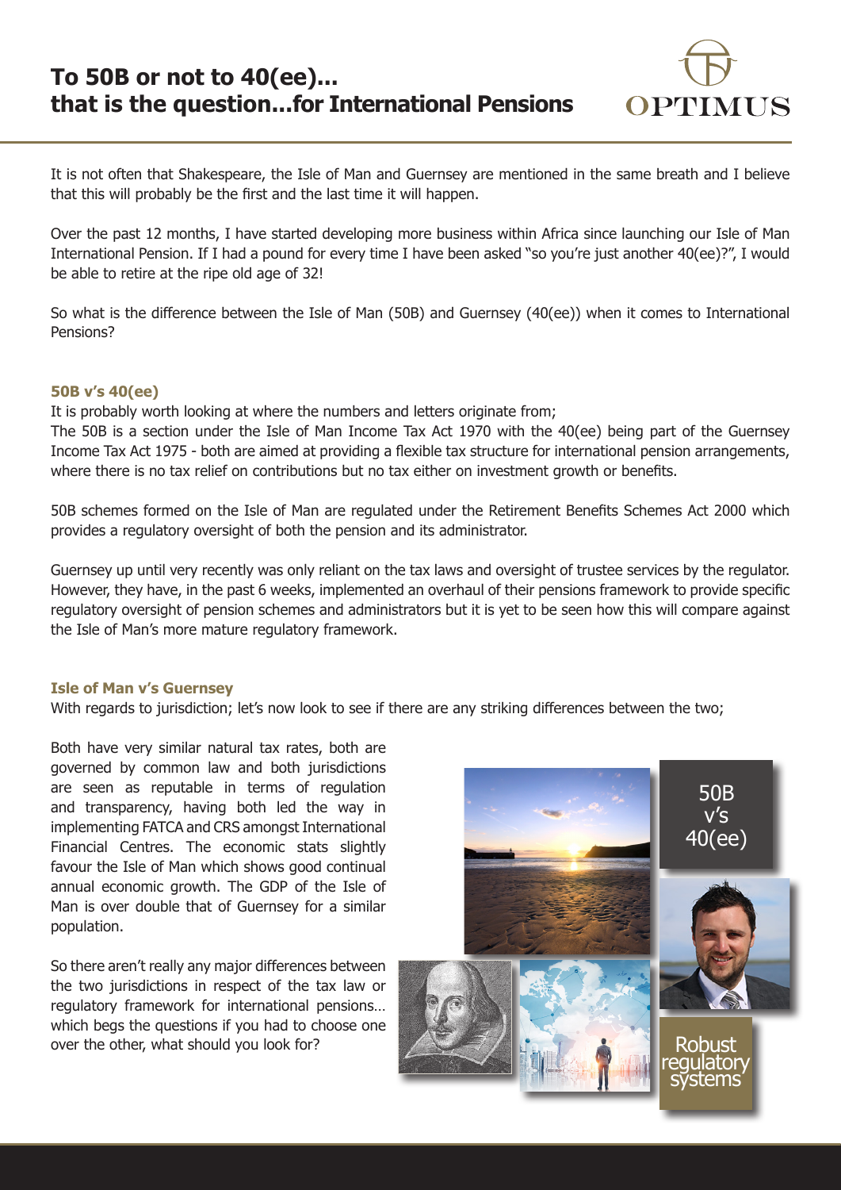# To 50B or not to 40(ee)... that is the question...for International Pensions

It is not often that Shakespeare, the Isle of Man and Guernsey are mentioned in the same breath and I believe that this will probably be the first and the last time it will happen.

Over the past 12 months, I have started developing more business within Africa since launching our Isle of Man International Pension. If I had a pound for every time I have been asked "so you're just another 40(ee)?", I would be able to retire at the ripe old age of 32!

So what is the difference between the Isle of Man (50B) and Guernsey (40(ee)) when it comes to International Pensions?

### 50B v's 40(ee)

It is probably worth looking at where the numbers and letters originate from;
The 50B is a section under the Isle of Man Income Tax Act 1970 with the 40(ee) being part of the Guernsey Income Tax Act 1975 - both are aimed at providing a flexible tax structure for international pension arrangements, where there is no tax relief on contributions but no tax either on investment growth or benefits.

50B schemes formed on the Isle of Man are regulated under the Retirement Benefits Schemes Act 2000 which provides a regulatory oversight of both the pension and its administrator.

Guernsey up until very recently was only reliant on the tax laws and oversight of trustee services by the regulator. However, they have, in the past 6 weeks, implemented an overhaul of their pensions framework to provide specific regulatory oversight of pension schemes and administrators but it is yet to be seen how this will compare against the Isle of Man's more mature regulatory framework.

### Isle of Man v's Guernsey

With regards to jurisdiction; let's now look to see if there are any striking differences between the two;

Both have very similar natural tax rates, both are governed by common law and both jurisdictions are seen as reputable in terms of regulation and transparency, having both led the way in implementing FATCA and CRS amongst International Financial Centres. The economic stats slightly favour the Isle of Man which shows good continual annual economic growth. The GDP of the Isle of Man is over double that of Guernsey for a similar population.

So there aren't really any major differences between the two jurisdictions in respect of the tax law or regulatory framework for international pensions… which begs the questions if you had to choose one over the other, what should you look for?

50B v's 40(ee)

Robust regulatory systems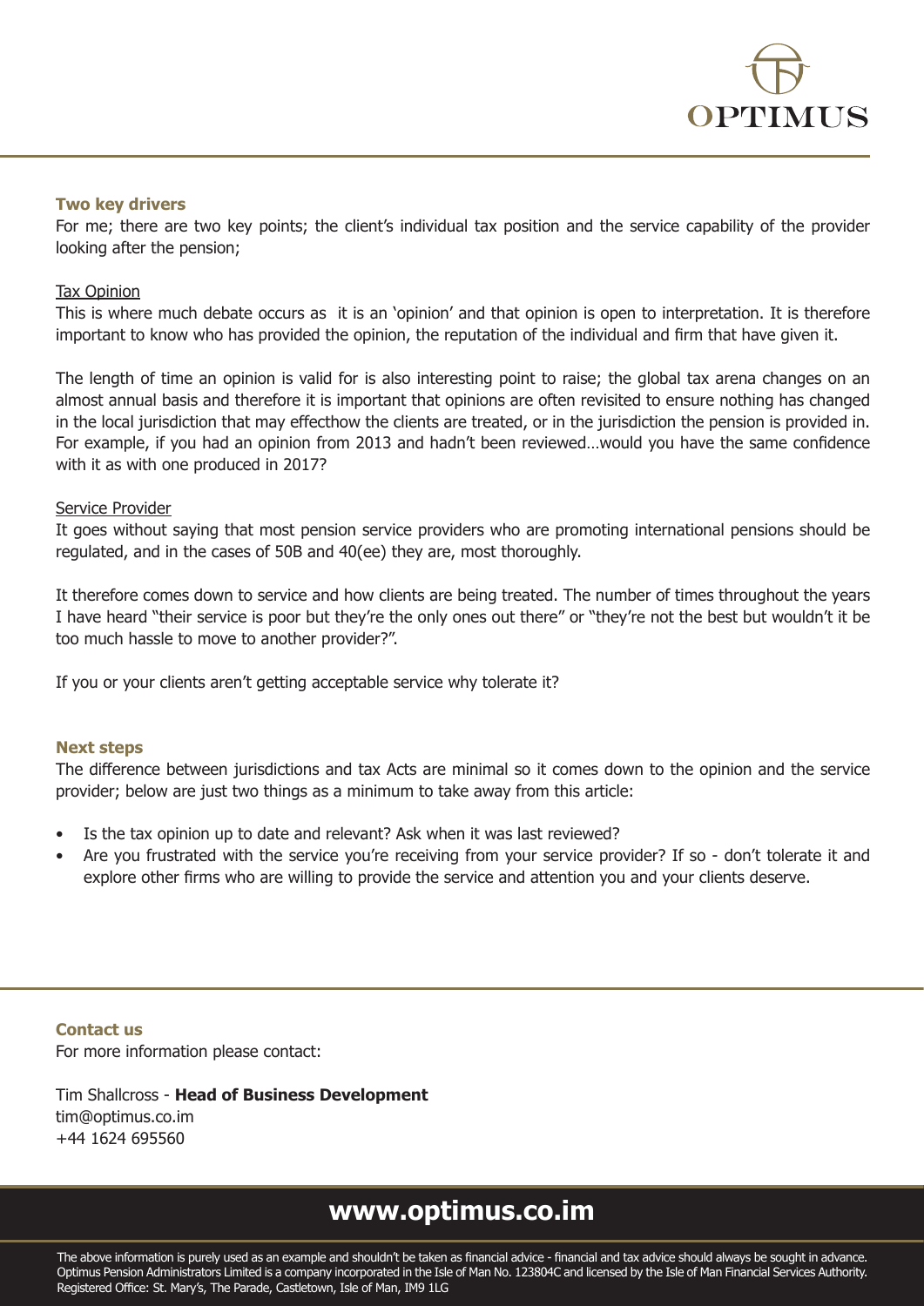### Two key drivers

For me; there are two key points; the client's individual tax position and the service capability of the provider looking after the pension;

Tax Opinion

This is where much debate occurs as  it is an 'opinion' and that opinion is open to interpretation. It is therefore important to know who has provided the opinion, the reputation of the individual and firm that have given it.

The length of time an opinion is valid for is also interesting point to raise; the global tax arena changes on an almost annual basis and therefore it is important that opinions are often revisited to ensure nothing has changed in the local jurisdiction that may effecthow the clients are treated, or in the jurisdiction the pension is provided in. For example, if you had an opinion from 2013 and hadn't been reviewed…would you have the same confidence with it as with one produced in 2017?

Service Provider

It goes without saying that most pension service providers who are promoting international pensions should be regulated, and in the cases of 50B and 40(ee) they are, most thoroughly.

It therefore comes down to service and how clients are being treated. The number of times throughout the years I have heard "their service is poor but they're the only ones out there" or "they're not the best but wouldn't it be too much hassle to move to another provider?".

If you or your clients aren't getting acceptable service why tolerate it?

### Next steps

The difference between jurisdictions and tax Acts are minimal so it comes down to the opinion and the service provider; below are just two things as a minimum to take away from this article:

- Is the tax opinion up to date and relevant? Ask when it was last reviewed?
- Are you frustrated with the service you're receiving from your service provider? If so - don't tolerate it and explore other firms who are willing to provide the service and attention you and your clients deserve.

### Contact us

For more information please contact:

Tim Shallcross - **Head of Business Development**
tim@optimus.co.im
+44 1624 695560

**www.optimus.co.im**

The above information is purely used as an example and shouldn't be taken as financial advice - financial and tax advice should always be sought in advance. Optimus Pension Administrators Limited is a company incorporated in the Isle of Man No. 123804C and licensed by the Isle of Man Financial Services Authority. Registered Office: St. Mary's, The Parade, Castletown, Isle of Man, IM9 1LG